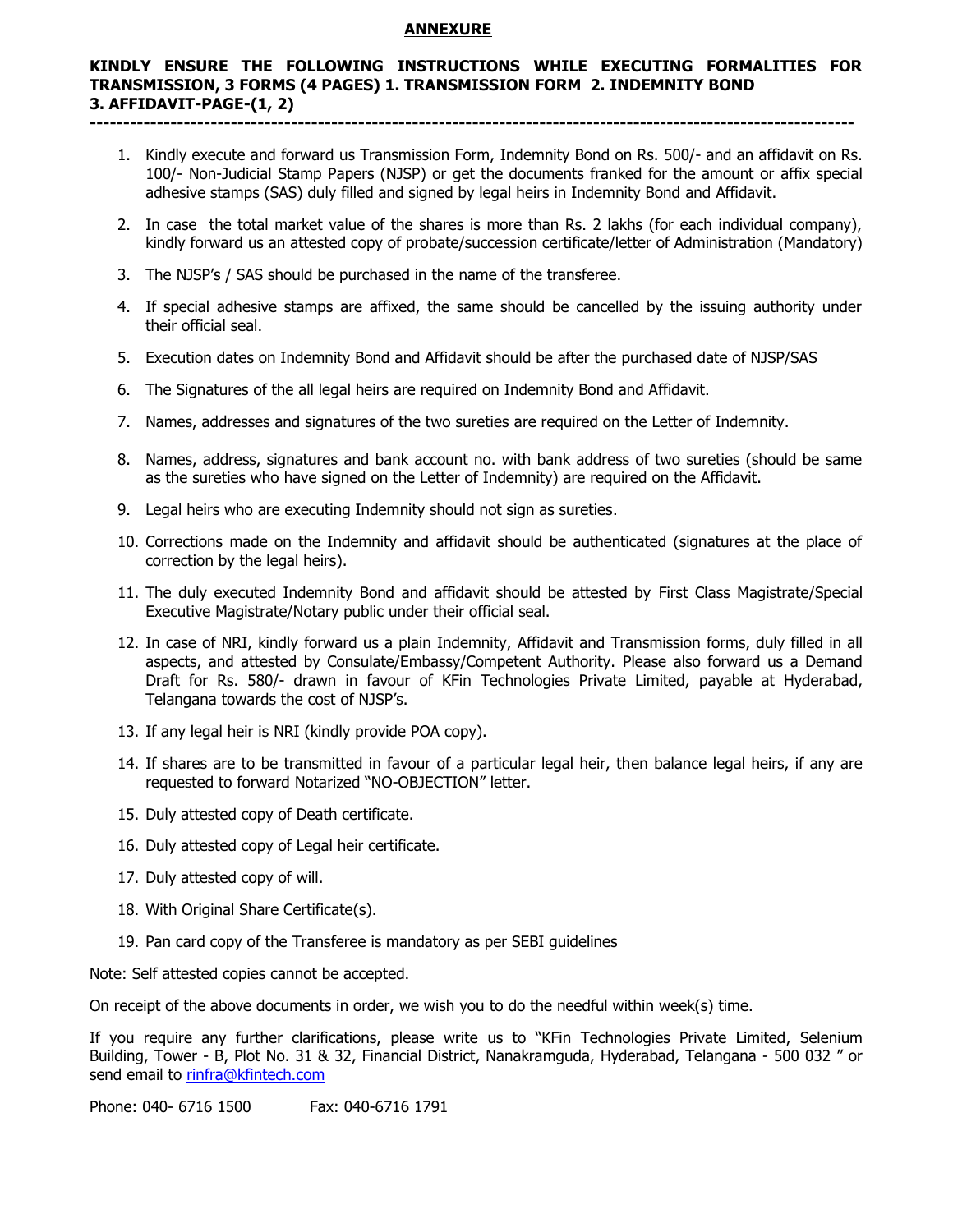# ANNEXURE

**KINDLY ENSURE THE FOLLOWING INSTRUCTIONS WHILE EXECUTING FORMALITIES FOR TRANSMISSION, 3 FORMS (4 PAGES) 1. TRANSMISSION FORM 2. INDEMNITY BOND 3. AFFIDAVIT-PAGE-(1, 2)**

---

1. Kindly execute and forward us Transmission Form, Indemnity Bond on Rs. 500/- and an affidavit on Rs. 100/- Non-Judicial Stamp Papers (NJSP) or get the documents franked for the amount or affix special adhesive stamps (SAS) duly filled and signed by legal heirs in Indemnity Bond and Affidavit.
2. In case the total market value of the shares is more than Rs. 2 lakhs (for each individual company), kindly forward us an attested copy of probate/succession certificate/letter of Administration (Mandatory)
3. The NJSP's / SAS should be purchased in the name of the transferee.
4. If special adhesive stamps are affixed, the same should be cancelled by the issuing authority under their official seal.
5. Execution dates on Indemnity Bond and Affidavit should be after the purchased date of NJSP/SAS
6. The Signatures of the all legal heirs are required on Indemnity Bond and Affidavit.
7. Names, addresses and signatures of the two sureties are required on the Letter of Indemnity.
8. Names, address, signatures and bank account no. with bank address of two sureties (should be same as the sureties who have signed on the Letter of Indemnity) are required on the Affidavit.
9. Legal heirs who are executing Indemnity should not sign as sureties.
10. Corrections made on the Indemnity and affidavit should be authenticated (signatures at the place of correction by the legal heirs).
11. The duly executed Indemnity Bond and affidavit should be attested by First Class Magistrate/Special Executive Magistrate/Notary public under their official seal.
12. In case of NRI, kindly forward us a plain Indemnity, Affidavit and Transmission forms, duly filled in all aspects, and attested by Consulate/Embassy/Competent Authority. Please also forward us a Demand Draft for Rs. 580/- drawn in favour of KFin Technologies Private Limited, payable at Hyderabad, Telangana towards the cost of NJSP's.
13. If any legal heir is NRI (kindly provide POA copy).
14. If shares are to be transmitted in favour of a particular legal heir, then balance legal heirs, if any are requested to forward Notarized "NO-OBJECTION" letter.
15. Duly attested copy of Death certificate.
16. Duly attested copy of Legal heir certificate.
17. Duly attested copy of will.
18. With Original Share Certificate(s).
19. Pan card copy of the Transferee is mandatory as per SEBI guidelines

Note: Self attested copies cannot be accepted.

On receipt of the above documents in order, we wish you to do the needful within week(s) time.

If you require any further clarifications, please write us to "KFin Technologies Private Limited, Selenium Building, Tower - B, Plot No. 31 & 32, Financial District, Nanakramguda, Hyderabad, Telangana - 500 032 " or send email to rinfra@kfintech.com

Phone: 040- 6716 1500 Fax: 040-6716 1791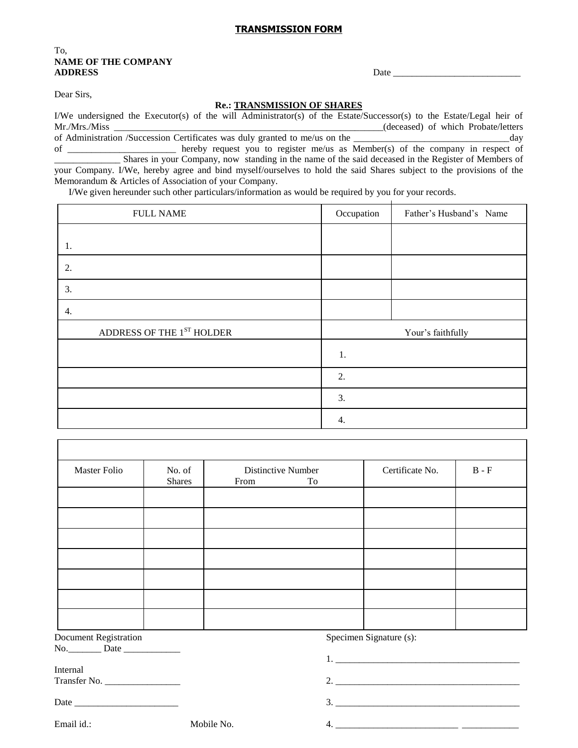## TRANSMISSION FORM

To,
**NAME OF THE COMPANY**
**ADDRESS**

Date ___________________________

Dear Sirs,

**Re.: TRANSMISSION OF SHARES**

I/We undersigned the Executor(s) of the will Administrator(s) of the Estate/Successor(s) to the Estate/Legal heir of Mr./Mrs./Miss ___________________________________________________________(deceased) of which Probate/letters of Administration /Succession Certificates was duly granted to me/us on the __________________________________day of _______________________ hereby request you to register me/us as Member(s) of the company in respect of ______________ Shares in your Company, now standing in the name of the said deceased in the Register of Members of your Company. I/We, hereby agree and bind myself/ourselves to hold the said Shares subject to the provisions of the Memorandum & Articles of Association of your Company.

I/We given hereunder such other particulars/information as would be required by you for your records.

| FULL NAME | Occupation | Father's Husband's Name |
|---|---|---|
| 1. | | |
| 2. | | |
| 3. | | |
| 4. | | |

| ADDRESS OF THE 1$^{ST}$ HOLDER | Your's faithfully |
|---|---|
| | 1. |
| | 2. |
| | 3. |
| | 4. |

| Master Folio | No. of Shares | Distinctive Number From To | Certificate No. | B - F |
|---|---|---|---|---|
| | | | | |
| | | | | |
| | | | | |
| | | | | |
| | | | | |
| | | | | |
| | | | | |

Document Registration
No._______ Date ____________

Internal
Transfer No. ________________

Date ______________________

Email id.: Mobile No.

Specimen Signature (s):

1. _______________________________________

2. _______________________________________

3. _______________________________________

4. __________________________ ____________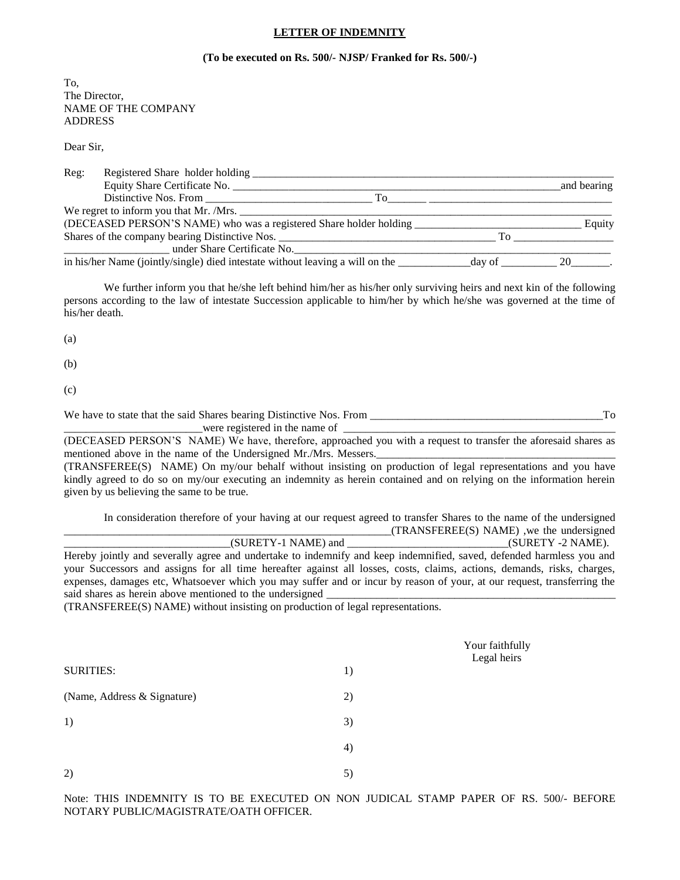# LETTER OF INDEMNITY

**(To be executed on Rs. 500/- NJSP/ Franked for Rs. 500/-)**

To,
The Director,
NAME OF THE COMPANY
ADDRESS

Dear Sir,

Reg: Registered Share holder holding ______________________________________________________________________
Equity Share Certificate No. ____________________________________________________________and bearing
Distinctive Nos. From _____________________________ To_______ _________________________________

We regret to inform you that Mr. /Mrs. ______________________________________________________________________
(DECEASED PERSON'S NAME) who was a registered Share holder holding ______________________________ Equity Shares of the company bearing Distinctive Nos. ______________________________________ To __________________
___________________ under Share Certificate No._____________________________________________________________
in his/her Name (jointly/single) died intestate without leaving a will on the _____________day of __________ 20_______.

We further inform you that he/she left behind him/her as his/her only surviving heirs and next kin of the following persons according to the law of intestate Succession applicable to him/her by which he/she was governed at the time of his/her death.

(a)

(b)

(c)

We have to state that the said Shares bearing Distinctive Nos. From __________________________________________To
________________________were registered in the name of ___________________________________________________
(DECEASED PERSON'S NAME) We have, therefore, approached you with a request to transfer the aforesaid shares as mentioned above in the name of the Undersigned Mr./Mrs. Messers.___________________________________________
(TRANSFEREE(S) NAME) On my/our behalf without insisting on production of legal representations and you have kindly agreed to do so on my/our executing an indemnity as herein contained and on relying on the information herein given by us believing the same to be true.

In consideration therefore of your having at our request agreed to transfer Shares to the name of the undersigned _____________________________________________________________(TRANSFEREE(S) NAME) ,we the undersigned _____________________________(SURETY-1 NAME) and ____________________________(SURETY -2 NAME). Hereby jointly and severally agree and undertake to indemnify and keep indemnified, saved, defended harmless you and your Successors and assigns for all time hereafter against all losses, costs, claims, actions, demands, risks, charges, expenses, damages etc, Whatsoever which you may suffer and or incur by reason of your, at our request, transferring the said shares as herein above mentioned to the undersigned ______________________________________________________
(TRANSFEREE(S) NAME) without insisting on production of legal representations.

Your faithfully
Legal heirs

SURITIES:

(Name, Address & Signature)

1)

2)

1)

2)

3)

4)

5)

Note: THIS INDEMNITY IS TO BE EXECUTED ON NON JUDICAL STAMP PAPER OF RS. 500/- BEFORE NOTARY PUBLIC/MAGISTRATE/OATH OFFICER.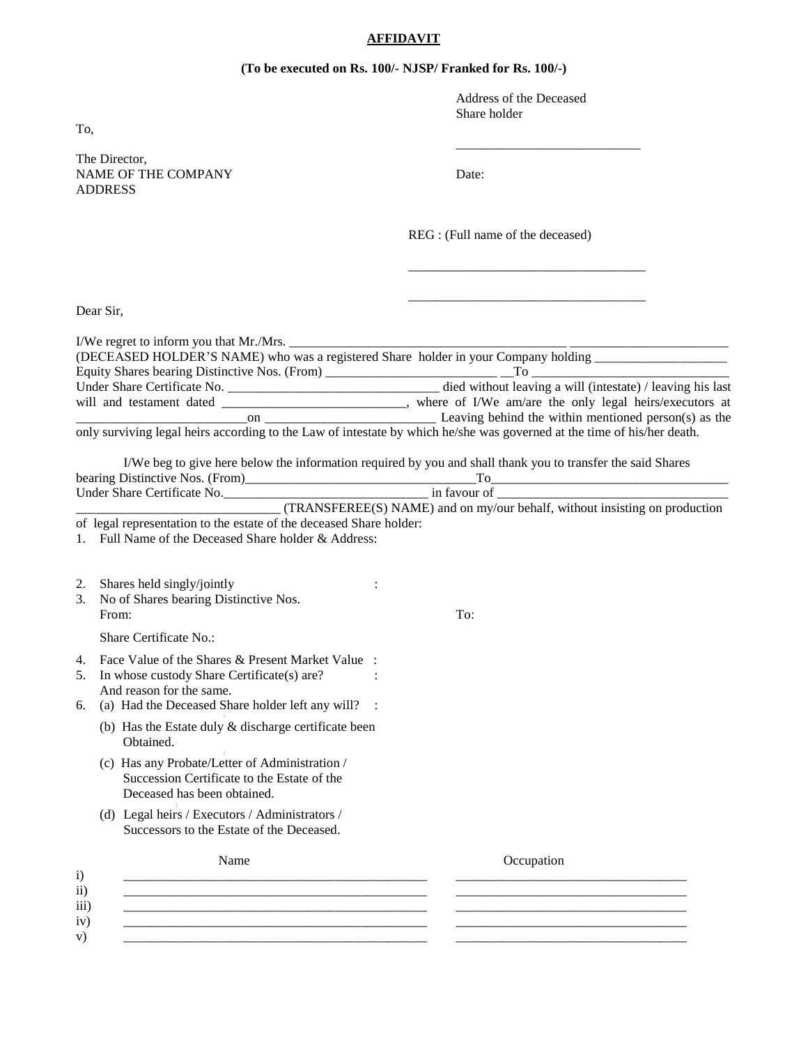# AFFIDAVIT

**(To be executed on Rs. 100/- NJSP/ Franked for Rs. 100/-)**

Address of the Deceased Share holder

___________________________

To,

The Director,
NAME OF THE COMPANY
ADDRESS

Date:

REG : (Full name of the deceased)

____________________________________

____________________________________

Dear Sir,

I/We regret to inform you that Mr./Mrs. ___________________________________________ ________________________ (DECEASED HOLDER'S NAME) who was a registered Share holder in your Company holding ____________________ Equity Shares bearing Distinctive Nos. (From) __________________________ __To _______________________________ Under Share Certificate No. _________________________________ died without leaving a will (intestate) / leaving his last will and testament dated ____________________________, where of I/We am/are the only legal heirs/executors at __________________________on __________________________ Leaving behind the within mentioned person(s) as the only surviving legal heirs according to the Law of intestate by which he/she was governed at the time of his/her death.

I/We beg to give here below the information required by you and shall thank you to transfer the said Shares bearing Distinctive Nos. (From)___________________________________To____________________________________ Under Share Certificate No.________________________________ in favour of ___________________________________ _______________________________ (TRANSFEREE(S) NAME) and on my/our behalf, without insisting on production of legal representation to the estate of the deceased Share holder:

1. Full Name of the Deceased Share holder & Address:

2. Shares held singly/jointly :
3. No of Shares bearing Distinctive Nos.
   From: To:

   Share Certificate No.:

4. Face Value of the Shares & Present Market Value :
5. In whose custody Share Certificate(s) are? :
   And reason for the same.
6. (a) Had the Deceased Share holder left any will? :

   (b) Has the Estate duly & discharge certificate been Obtained.

   (c) Has any Probate/Letter of Administration / Succession Certificate to the Estate of the Deceased has been obtained.

   (d) Legal heirs / Executors / Administrators / Successors to the Estate of the Deceased.

| | Name | Occupation |
|---|---|---|
| i) | _______________________________________________ | ____________________________________ |
| ii) | _______________________________________________ | ____________________________________ |
| iii) | _______________________________________________ | ____________________________________ |
| iv) | _______________________________________________ | ____________________________________ |
| v) | _______________________________________________ | ____________________________________ |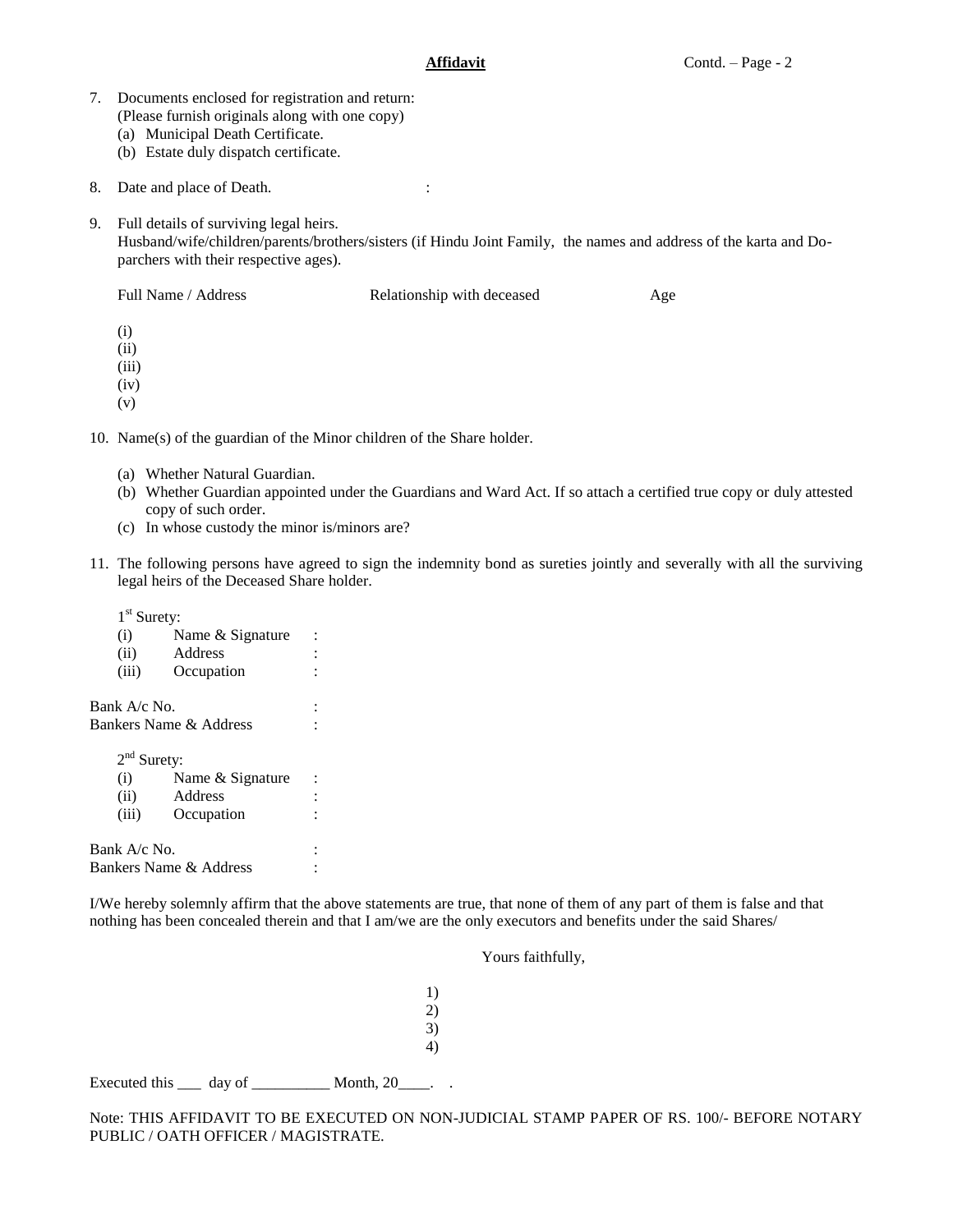**Affidavit** Contd. – Page - 2

7. Documents enclosed for registration and return:
   (Please furnish originals along with one copy)
   (a) Municipal Death Certificate.
   (b) Estate duly dispatch certificate.

8. Date and place of Death. :

9. Full details of surviving legal heirs.
   Husband/wife/children/parents/brothers/sisters (if Hindu Joint Family, the names and address of the karta and Do-parchers with their respective ages).

| Full Name / Address | Relationship with deceased | Age |
|---|---|---|
| (i) | | |
| (ii) | | |
| (iii) | | |
| (iv) | | |
| (v) | | |

10. Name(s) of the guardian of the Minor children of the Share holder.

    (a) Whether Natural Guardian.
    (b) Whether Guardian appointed under the Guardians and Ward Act. If so attach a certified true copy or duly attested copy of such order.
    (c) In whose custody the minor is/minors are?

11. The following persons have agreed to sign the indemnity bond as sureties jointly and severally with all the surviving legal heirs of the Deceased Share holder.

1st Surety:

(i) Name & Signature :
(ii) Address :
(iii) Occupation :

Bank A/c No. :
Bankers Name & Address :

2nd Surety:

(i) Name & Signature :
(ii) Address :
(iii) Occupation :

Bank A/c No. :
Bankers Name & Address :

I/We hereby solemnly affirm that the above statements are true, that none of them of any part of them is false and that nothing has been concealed therein and that I am/we are the only executors and benefits under the said Shares/

Yours faithfully,

1)
2)
3)
4)

Executed this ___ day of __________ Month, 20____. .

Note: THIS AFFIDAVIT TO BE EXECUTED ON NON-JUDICIAL STAMP PAPER OF RS. 100/- BEFORE NOTARY PUBLIC / OATH OFFICER / MAGISTRATE.